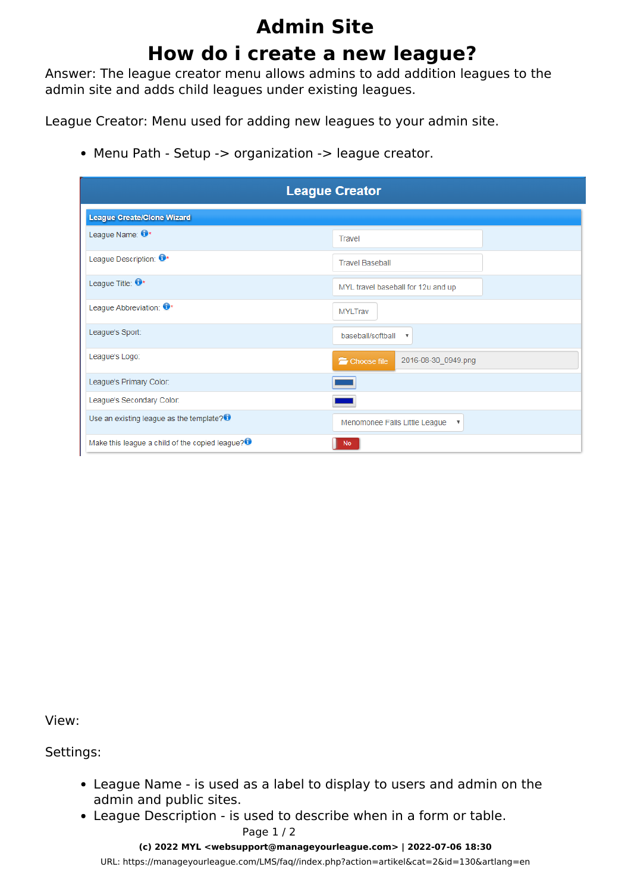# Admin Site

# How do i create a new league?

Answer: The league creator menu allows admins to add addition leagues to the admin site and adds child leagues under existing leagues.

League Creator: Menu used for adding new leagues to your admin site.

- Menu Path - Setup -> organization -> league creator.

**League Creator**

**League Create/Clone Wizard**

| | |
|---|---|
| League Name: * | Travel |
| League Description: * | Travel Baseball |
| League Title: * | MYL travel baseball for 12u and up |
| League Abbreviation: * | MYLTrav |
| League's Sport: | baseball/softball |
| League's Logo: | Choose file 2016-08-30_0949.png |
| League's Primary Color: | |
| League's Secondary Color: | |
| Use an existing league as the template? | Menomonee Falls Little League |
| Make this league a child of the copied league? | No |

View:

Settings:

- League Name - is used as a label to display to users and admin on the admin and public sites.
- League Description - is used to describe when in a form or table.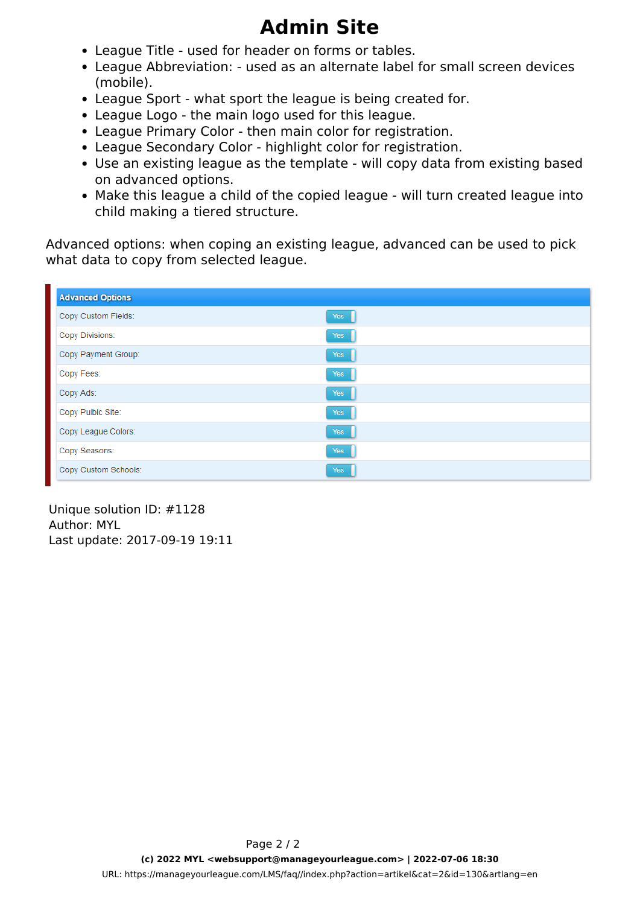# Admin Site

- League Title - used for header on forms or tables.
- League Abbreviation: - used as an alternate label for small screen devices (mobile).
- League Sport - what sport the league is being created for.
- League Logo - the main logo used for this league.
- League Primary Color - then main color for registration.
- League Secondary Color - highlight color for registration.
- Use an existing league as the template - will copy data from existing based on advanced options.
- Make this league a child of the copied league - will turn created league into child making a tiered structure.

Advanced options: when coping an existing league, advanced can be used to pick what data to copy from selected league.

| Advanced Options | |
|---|---|
| Copy Custom Fields: | Yes |
| Copy Divisions: | Yes |
| Copy Payment Group: | Yes |
| Copy Fees: | Yes |
| Copy Ads: | Yes |
| Copy Pulbic Site: | Yes |
| Copy League Colors: | Yes |
| Copy Seasons: | Yes |
| Copy Custom Schools: | Yes |

Unique solution ID: #1128
Author: MYL
Last update: 2017-09-19 19:11